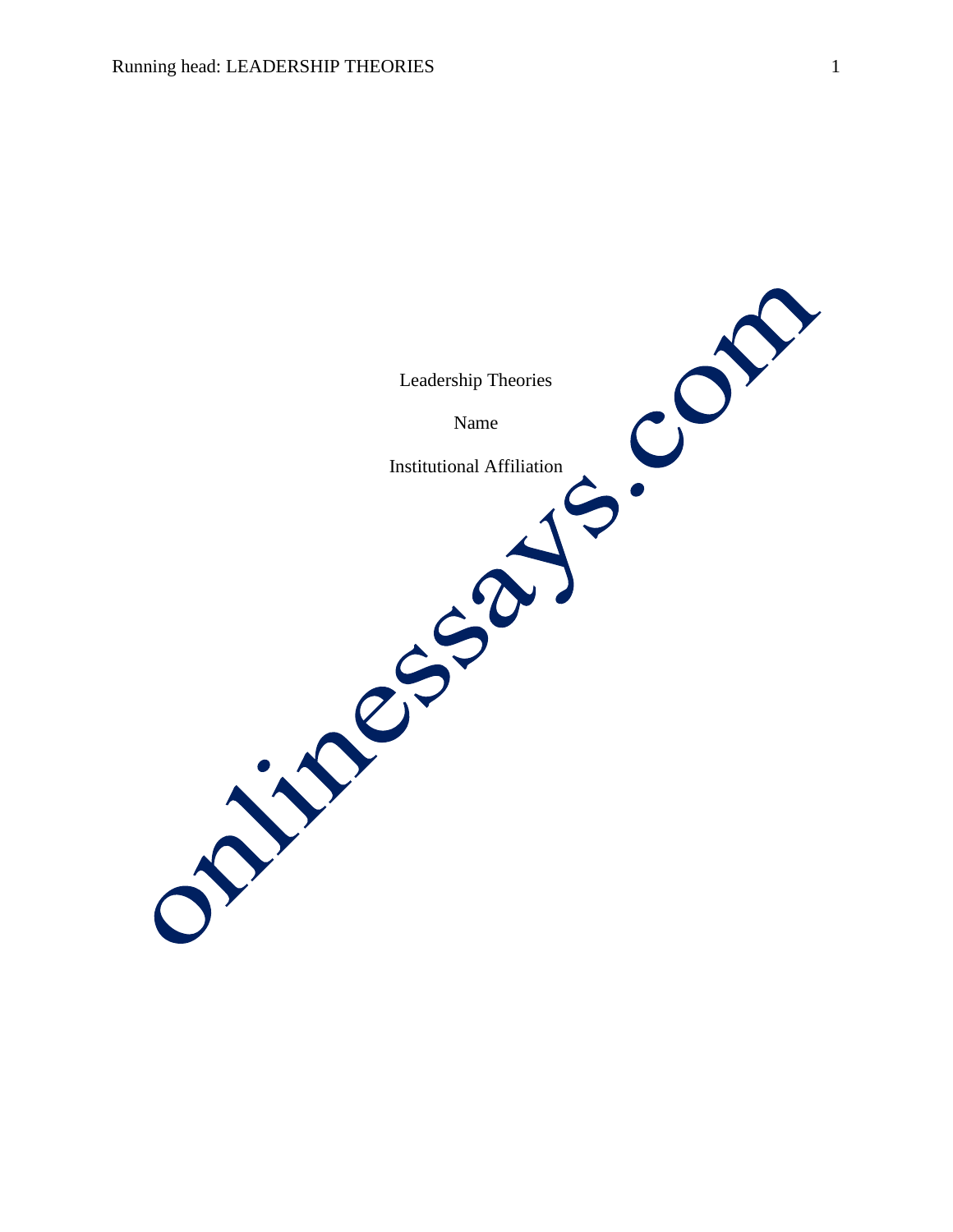Leadership Theories

Name

Institutional Affiliation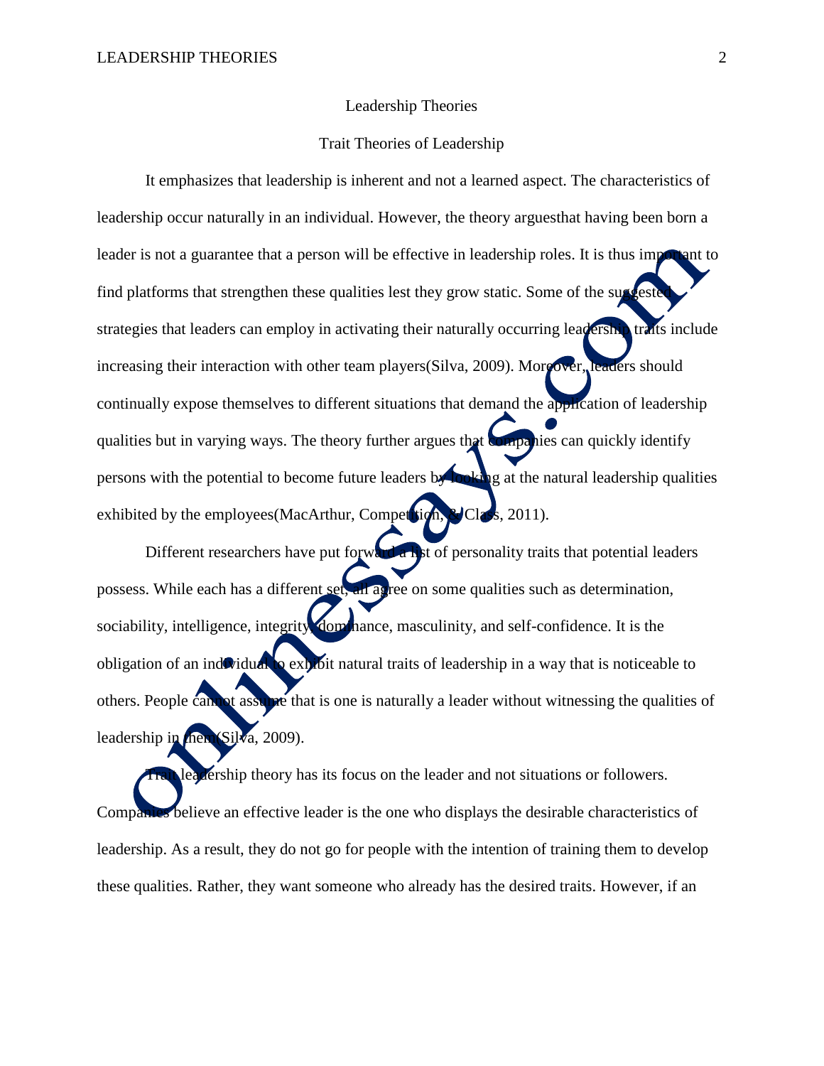# Leadership Theories

## Trait Theories of Leadership

It emphasizes that leadership is inherent and not a learned aspect. The characteristics of leadership occur naturally in an individual. However, the theory arguesthat having been born a leader is not a guarantee that a person will be effective in leadership roles. It is thus important to find platforms that strengthen these qualities lest they grow static. Some of the suggested strategies that leaders can employ in activating their naturally occurring leadership traits include increasing their interaction with other team players(Silva, 2009). Moreover, leaders should continually expose themselves to different situations that demand the application of leadership qualities but in varying ways. The theory further argues that companies can quickly identify persons with the potential to become future leaders by looking at the natural leadership qualities exhibited by the employees(MacArthur, Competition, & Class, 2011).

Different researchers have put forward a list of personality traits that potential leaders possess. While each has a different set, all agree on some qualities such as determination, sociability, intelligence, integrity, dominance, masculinity, and self-confidence. It is the obligation of an individual to exhibit natural traits of leadership in a way that is noticeable to others. People cannot assume that is one is naturally a leader without witnessing the qualities of leadership in them(Silva, 2009).

Trait leadership theory has its focus on the leader and not situations or followers. Companies believe an effective leader is the one who displays the desirable characteristics of leadership. As a result, they do not go for people with the intention of training them to develop these qualities. Rather, they want someone who already has the desired traits. However, if an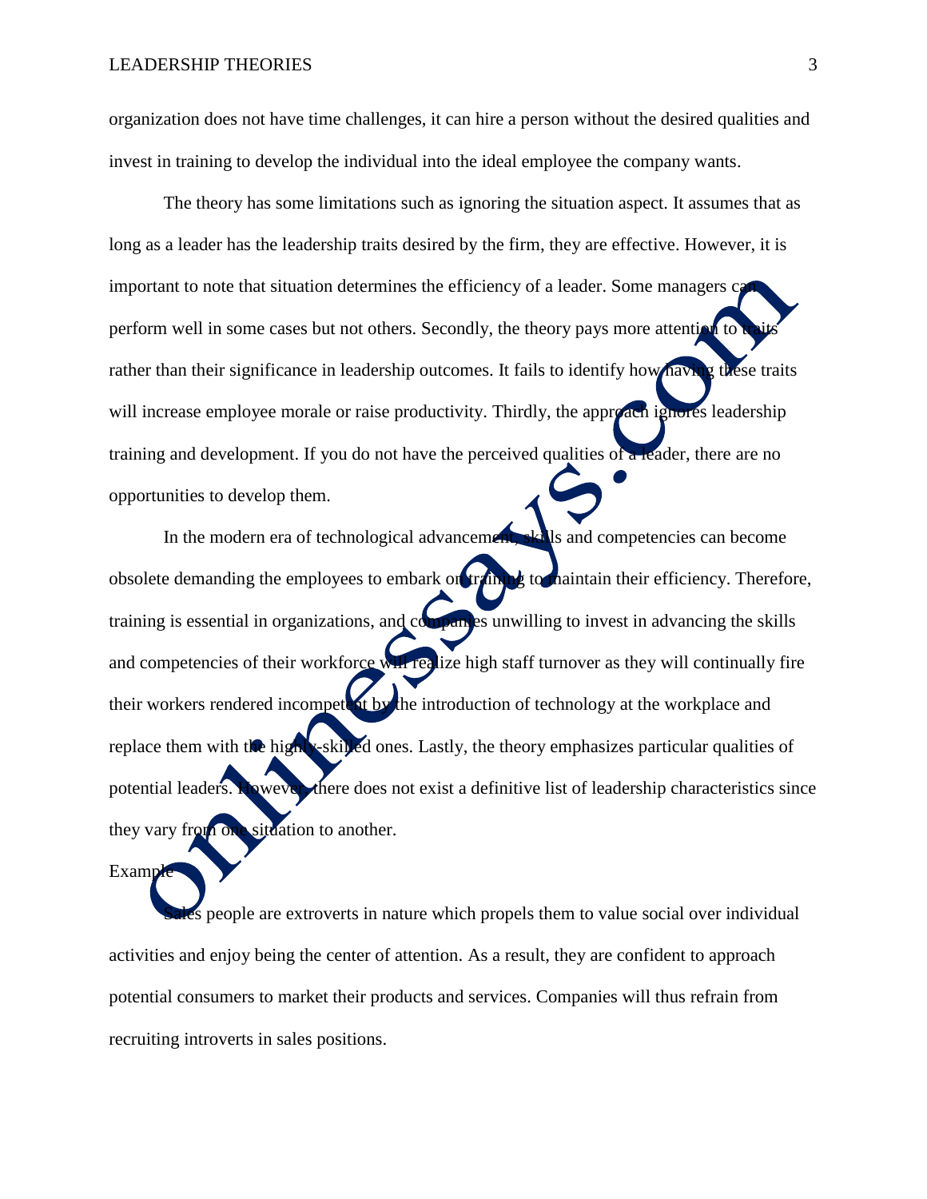organization does not have time challenges, it can hire a person without the desired qualities and invest in training to develop the individual into the ideal employee the company wants.

The theory has some limitations such as ignoring the situation aspect. It assumes that as long as a leader has the leadership traits desired by the firm, they are effective. However, it is important to note that situation determines the efficiency of a leader. Some managers can perform well in some cases but not others. Secondly, the theory pays more attention to traits rather than their significance in leadership outcomes. It fails to identify how having these traits will increase employee morale or raise productivity. Thirdly, the approach ignores leadership training and development. If you do not have the perceived qualities of a leader, there are no opportunities to develop them.

In the modern era of technological advancement, skills and competencies can become obsolete demanding the employees to embark on training to maintain their efficiency. Therefore, training is essential in organizations, and companies unwilling to invest in advancing the skills and competencies of their workforce will realize high staff turnover as they will continually fire their workers rendered incompetent by the introduction of technology at the workplace and replace them with the highly-skilled ones. Lastly, the theory emphasizes particular qualities of potential leaders. However, there does not exist a definitive list of leadership characteristics since they vary from one situation to another.

Example

Sales people are extroverts in nature which propels them to value social over individual activities and enjoy being the center of attention. As a result, they are confident to approach potential consumers to market their products and services. Companies will thus refrain from recruiting introverts in sales positions.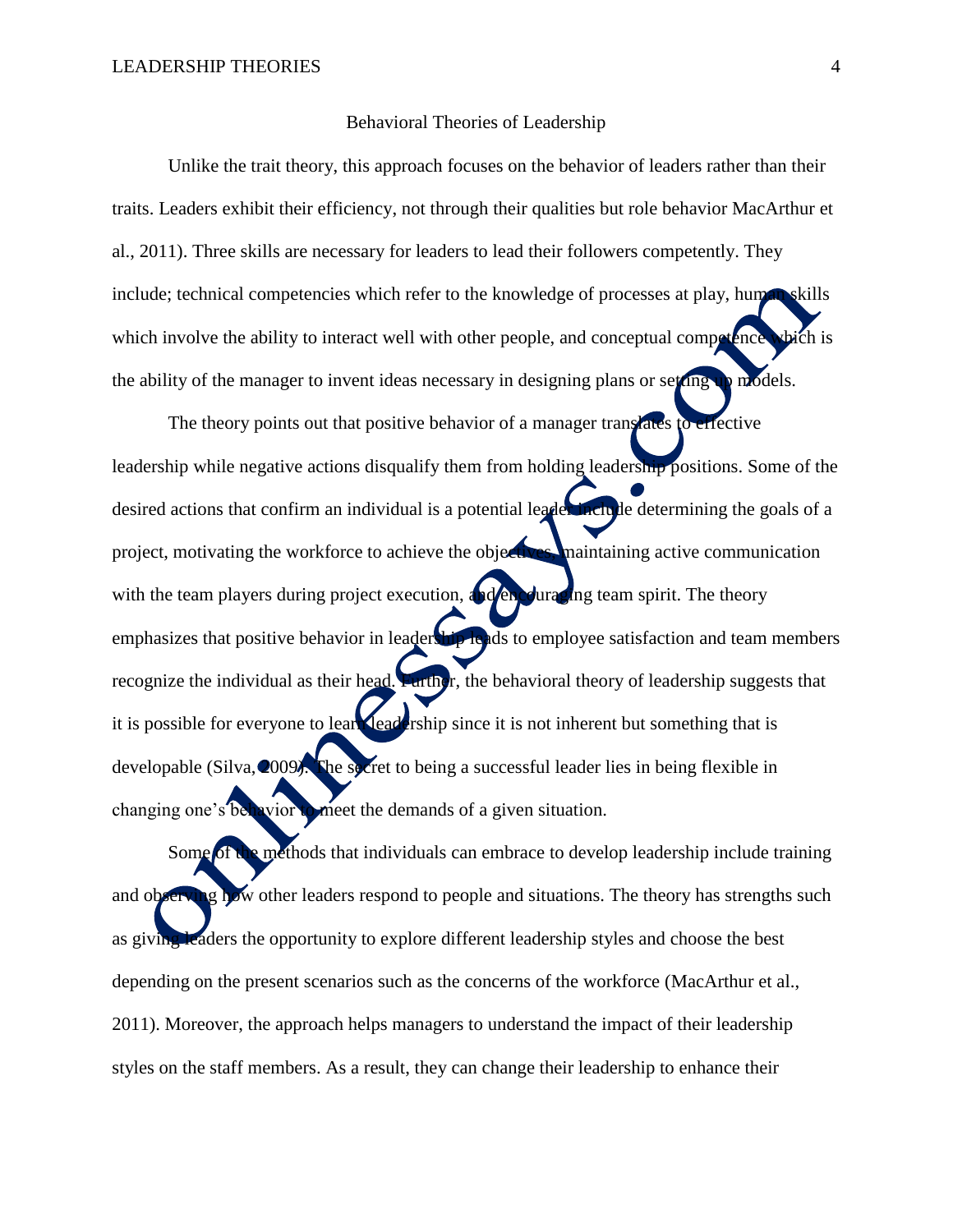## Behavioral Theories of Leadership

Unlike the trait theory, this approach focuses on the behavior of leaders rather than their traits. Leaders exhibit their efficiency, not through their qualities but role behavior MacArthur et al., 2011). Three skills are necessary for leaders to lead their followers competently. They include; technical competencies which refer to the knowledge of processes at play, human skills which involve the ability to interact well with other people, and conceptual competence which is the ability of the manager to invent ideas necessary in designing plans or setting up models.

The theory points out that positive behavior of a manager translates to effective leadership while negative actions disqualify them from holding leadership positions. Some of the desired actions that confirm an individual is a potential leader include determining the goals of a project, motivating the workforce to achieve the objectives, maintaining active communication with the team players during project execution, and encouraging team spirit. The theory emphasizes that positive behavior in leadership leads to employee satisfaction and team members recognize the individual as their head. Further, the behavioral theory of leadership suggests that it is possible for everyone to learn leadership since it is not inherent but something that is developable (Silva, 2009). The secret to being a successful leader lies in being flexible in changing one's behavior to meet the demands of a given situation.

Some of the methods that individuals can embrace to develop leadership include training and observing how other leaders respond to people and situations. The theory has strengths such as giving leaders the opportunity to explore different leadership styles and choose the best depending on the present scenarios such as the concerns of the workforce (MacArthur et al., 2011). Moreover, the approach helps managers to understand the impact of their leadership styles on the staff members. As a result, they can change their leadership to enhance their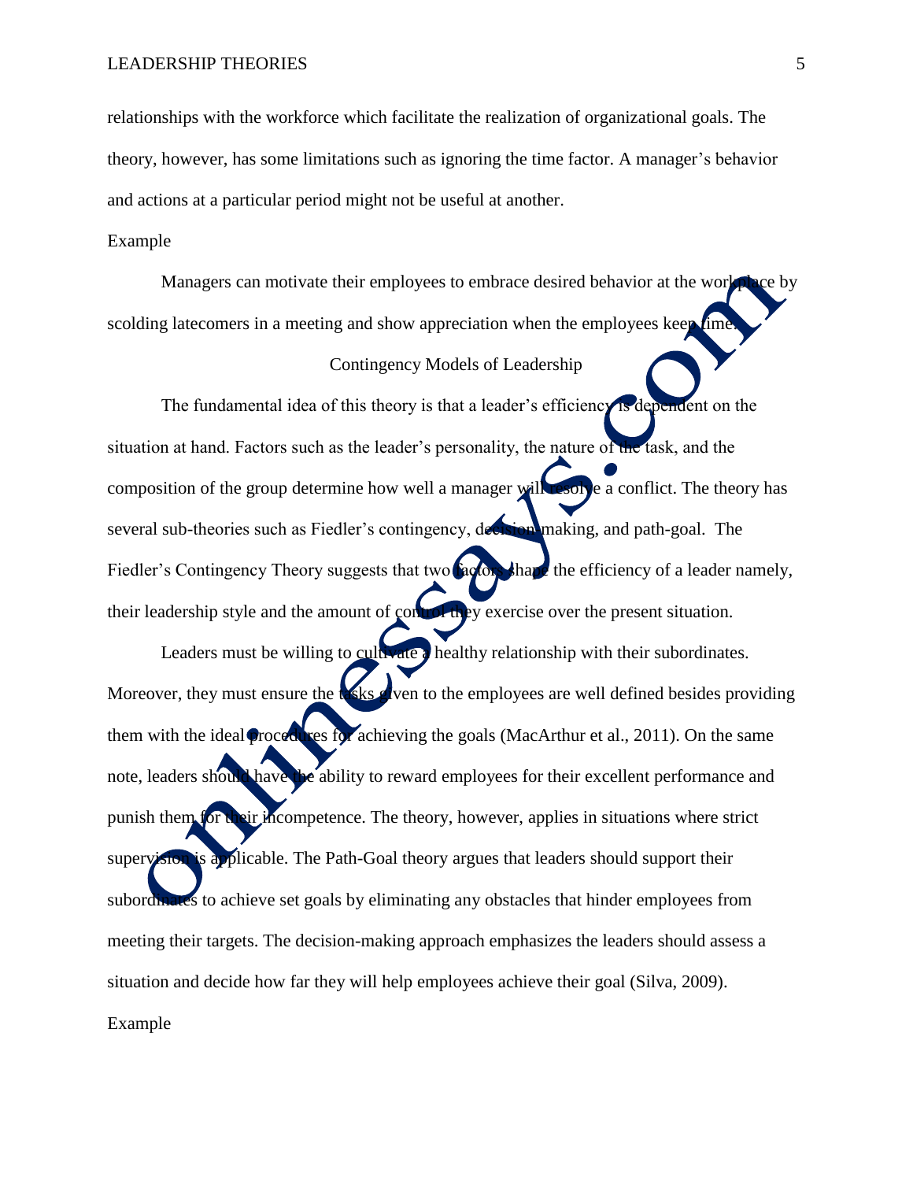relationships with the workforce which facilitate the realization of organizational goals. The theory, however, has some limitations such as ignoring the time factor. A manager's behavior and actions at a particular period might not be useful at another.

Example

Managers can motivate their employees to embrace desired behavior at the workplace by scolding latecomers in a meeting and show appreciation when the employees keep time.

## Contingency Models of Leadership

The fundamental idea of this theory is that a leader's efficiency is dependent on the situation at hand. Factors such as the leader's personality, the nature of the task, and the composition of the group determine how well a manager will resolve a conflict. The theory has several sub-theories such as Fiedler's contingency, decision making, and path-goal. The Fiedler's Contingency Theory suggests that two factors shape the efficiency of a leader namely, their leadership style and the amount of control they exercise over the present situation.

Leaders must be willing to cultivate a healthy relationship with their subordinates. Moreover, they must ensure the tasks given to the employees are well defined besides providing them with the ideal procedures for achieving the goals (MacArthur et al., 2011). On the same note, leaders should have the ability to reward employees for their excellent performance and punish them for their incompetence. The theory, however, applies in situations where strict supervision is applicable. The Path-Goal theory argues that leaders should support their subordinates to achieve set goals by eliminating any obstacles that hinder employees from meeting their targets. The decision-making approach emphasizes the leaders should assess a situation and decide how far they will help employees achieve their goal (Silva, 2009).

Example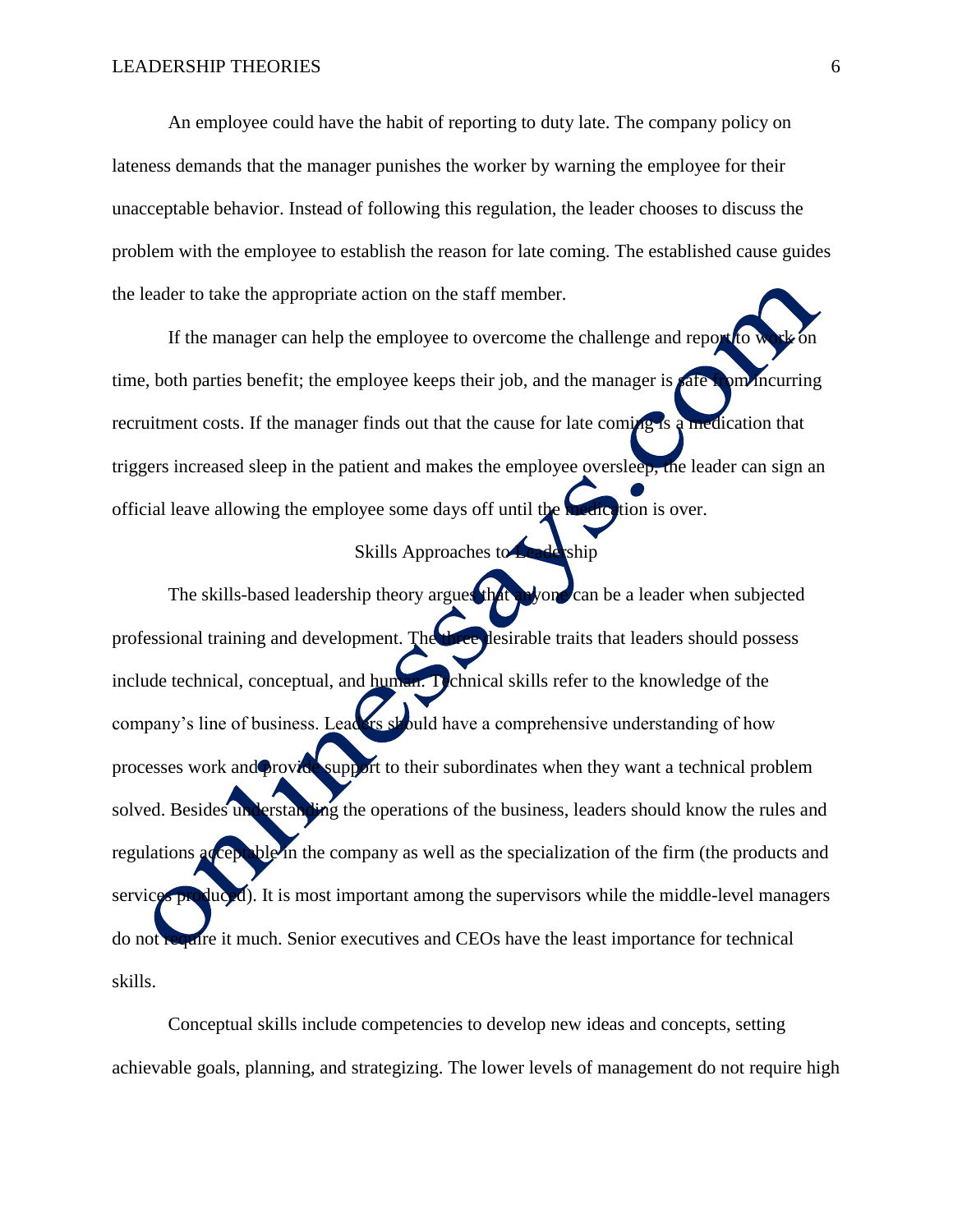An employee could have the habit of reporting to duty late. The company policy on lateness demands that the manager punishes the worker by warning the employee for their unacceptable behavior. Instead of following this regulation, the leader chooses to discuss the problem with the employee to establish the reason for late coming. The established cause guides the leader to take the appropriate action on the staff member.

If the manager can help the employee to overcome the challenge and report to work on time, both parties benefit; the employee keeps their job, and the manager is safe from incurring recruitment costs. If the manager finds out that the cause for late coming is a medication that triggers increased sleep in the patient and makes the employee oversleep, the leader can sign an official leave allowing the employee some days off until the medication is over.

## Skills Approaches to Leadership

The skills-based leadership theory argues that anyone can be a leader when subjected professional training and development. The three desirable traits that leaders should possess include technical, conceptual, and human. Technical skills refer to the knowledge of the company's line of business. Leaders should have a comprehensive understanding of how processes work and provide support to their subordinates when they want a technical problem solved. Besides understanding the operations of the business, leaders should know the rules and regulations acceptable in the company as well as the specialization of the firm (the products and services produced). It is most important among the supervisors while the middle-level managers do not require it much. Senior executives and CEOs have the least importance for technical skills.

Conceptual skills include competencies to develop new ideas and concepts, setting achievable goals, planning, and strategizing. The lower levels of management do not require high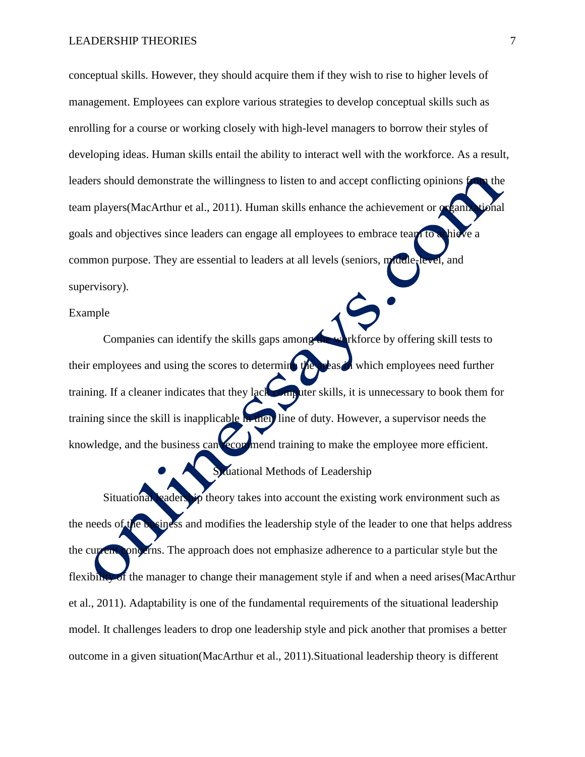conceptual skills. However, they should acquire them if they wish to rise to higher levels of management. Employees can explore various strategies to develop conceptual skills such as enrolling for a course or working closely with high-level managers to borrow their styles of developing ideas. Human skills entail the ability to interact well with the workforce. As a result, leaders should demonstrate the willingness to listen to and accept conflicting opinions from the team players(MacArthur et al., 2011). Human skills enhance the achievement or organizational goals and objectives since leaders can engage all employees to embrace team to achieve a common purpose. They are essential to leaders at all levels (seniors, middle-level, and supervisory).

Example

Companies can identify the skills gaps among the workforce by offering skill tests to their employees and using the scores to determine the areas in which employees need further training. If a cleaner indicates that they lack computer skills, it is unnecessary to book them for training since the skill is inapplicable in their line of duty. However, a supervisor needs the knowledge, and the business can recommend training to make the employee more efficient.

## Situational Methods of Leadership

Situational leadership theory takes into account the existing work environment such as the needs of the business and modifies the leadership style of the leader to one that helps address the current concerns. The approach does not emphasize adherence to a particular style but the flexibility of the manager to change their management style if and when a need arises(MacArthur et al., 2011). Adaptability is one of the fundamental requirements of the situational leadership model. It challenges leaders to drop one leadership style and pick another that promises a better outcome in a given situation(MacArthur et al., 2011).Situational leadership theory is different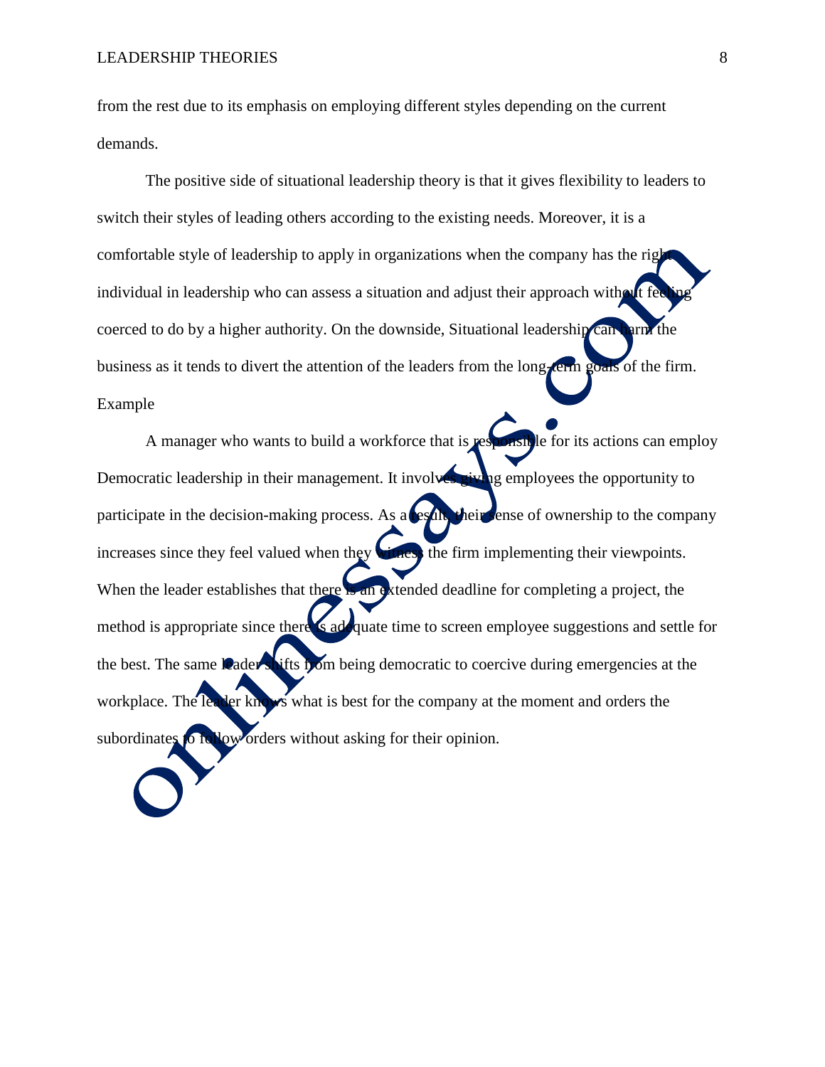from the rest due to its emphasis on employing different styles depending on the current demands.

The positive side of situational leadership theory is that it gives flexibility to leaders to switch their styles of leading others according to the existing needs. Moreover, it is a comfortable style of leadership to apply in organizations when the company has the right individual in leadership who can assess a situation and adjust their approach without feeling coerced to do by a higher authority. On the downside, Situational leadership can harm the business as it tends to divert the attention of the leaders from the long-term goals of the firm.

Example

A manager who wants to build a workforce that is responsible for its actions can employ Democratic leadership in their management. It involves giving employees the opportunity to participate in the decision-making process. As a result, their sense of ownership to the company increases since they feel valued when they witness the firm implementing their viewpoints. When the leader establishes that there is an extended deadline for completing a project, the method is appropriate since there is adequate time to screen employee suggestions and settle for the best. The same leader shifts from being democratic to coercive during emergencies at the workplace. The leader knows what is best for the company at the moment and orders the subordinates to follow orders without asking for their opinion.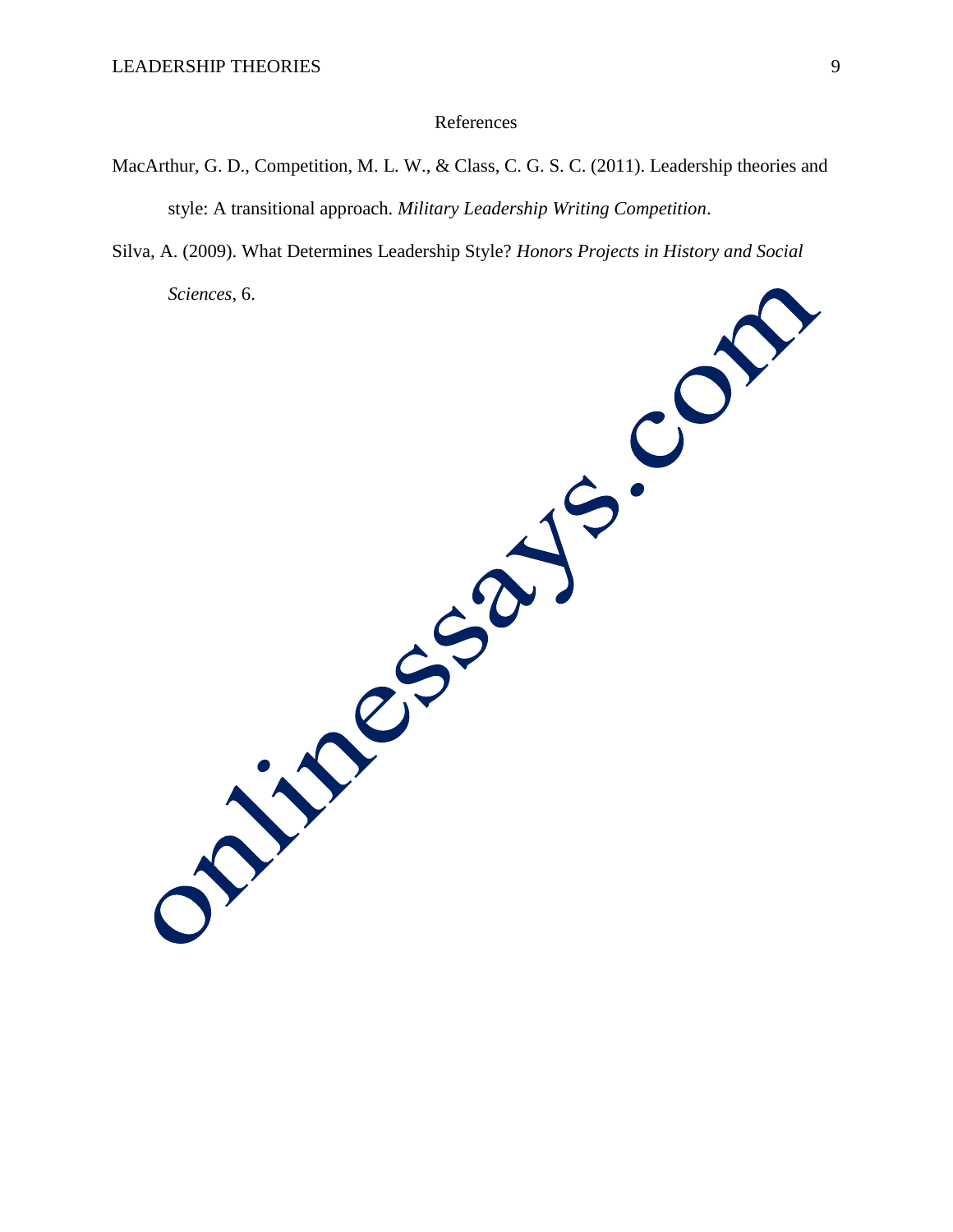## References

MacArthur, G. D., Competition, M. L. W., & Class, C. G. S. C. (2011). Leadership theories and style: A transitional approach. *Military Leadership Writing Competition*.

Silva, A. (2009). What Determines Leadership Style? *Honors Projects in History and Social Sciences*, 6.